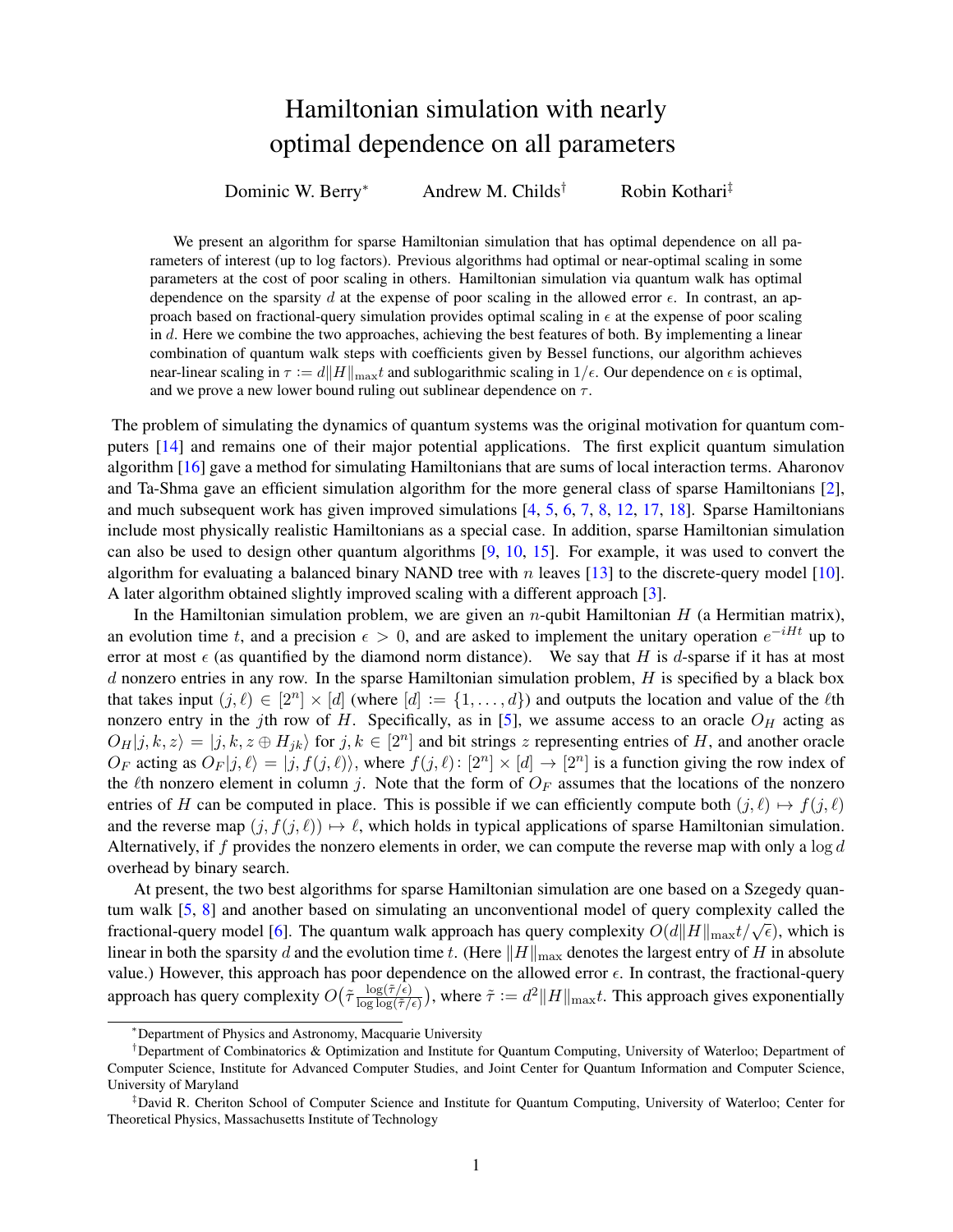# Hamiltonian simulation with nearly optimal dependence on all parameters

Dominic W. Berry[*] Andrew M. Childs[†] Robin Kothari[‡]

We present an algorithm for sparse Hamiltonian simulation that has optimal dependence on all parameters of interest (up to log factors). Previous algorithms had optimal or near-optimal scaling in some parameters at the cost of poor scaling in others. Hamiltonian simulation via quantum walk has optimal dependence on the sparsity $d$ at the expense of poor scaling in the allowed error $\epsilon$. In contrast, an approach based on fractional-query simulation provides optimal scaling in $\epsilon$ at the expense of poor scaling in $d$. Here we combine the two approaches, achieving the best features of both. By implementing a linear combination of quantum walk steps with coefficients given by Bessel functions, our algorithm achieves near-linear scaling in $\tau := d\|H\|_{\max}t$ and sublogarithmic scaling in $1/\epsilon$. Our dependence on $\epsilon$ is optimal, and we prove a new lower bound ruling out sublinear dependence on $\tau$.

The problem of simulating the dynamics of quantum systems was the original motivation for quantum computers [14] and remains one of their major potential applications. The first explicit quantum simulation algorithm [16] gave a method for simulating Hamiltonians that are sums of local interaction terms. Aharonov and Ta-Shma gave an efficient simulation algorithm for the more general class of sparse Hamiltonians [2], and much subsequent work has given improved simulations [4, 5, 6, 7, 8, 12, 17, 18]. Sparse Hamiltonians include most physically realistic Hamiltonians as a special case. In addition, sparse Hamiltonian simulation can also be used to design other quantum algorithms [9, 10, 15]. For example, it was used to convert the algorithm for evaluating a balanced binary NAND tree with $n$ leaves [13] to the discrete-query model [10]. A later algorithm obtained slightly improved scaling with a different approach [3].

In the Hamiltonian simulation problem, we are given an $n$-qubit Hamiltonian $H$ (a Hermitian matrix), an evolution time $t$, and a precision $\epsilon > 0$, and are asked to implement the unitary operation $e^{-iHt}$ up to error at most $\epsilon$ (as quantified by the diamond norm distance). We say that $H$ is $d$-sparse if it has at most $d$ nonzero entries in any row. In the sparse Hamiltonian simulation problem, $H$ is specified by a black box that takes input $(j, \ell) \in [2^n] \times [d]$ (where $[d] := \{1, \ldots, d\}$) and outputs the location and value of the $\ell$th nonzero entry in the $j$th row of $H$. Specifically, as in [5], we assume access to an oracle $O_H$ acting as $O_H|j, k, z\rangle = |j, k, z \oplus H_{jk}\rangle$ for $j, k \in [2^n]$ and bit strings $z$ representing entries of $H$, and another oracle $O_F$ acting as $O_F|j, \ell\rangle = |j, f(j, \ell)\rangle$, where $f(j, \ell)\colon [2^n] \times [d] \to [2^n]$ is a function giving the row index of the $\ell$th nonzero element in column $j$. Note that the form of $O_F$ assumes that the locations of the nonzero entries of $H$ can be computed in place. This is possible if we can efficiently compute both $(j, \ell) \mapsto f(j, \ell)$ and the reverse map $(j, f(j, \ell)) \mapsto \ell$, which holds in typical applications of sparse Hamiltonian simulation. Alternatively, if $f$ provides the nonzero elements in order, we can compute the reverse map with only a $\log d$ overhead by binary search.

At present, the two best algorithms for sparse Hamiltonian simulation are one based on a Szegedy quantum walk [5, 8] and another based on simulating an unconventional model of query complexity called the fractional-query model [6]. The quantum walk approach has query complexity $O(d\|H\|_{\max}t/\sqrt{\epsilon})$, which is linear in both the sparsity $d$ and the evolution time $t$. (Here $\|H\|_{\max}$ denotes the largest entry of $H$ in absolute value.) However, this approach has poor dependence on the allowed error $\epsilon$. In contrast, the fractional-query approach has query complexity $O\big(\tilde{\tau}\frac{\log(\tilde{\tau}/\epsilon)}{\log\log(\tilde{\tau}/\epsilon)}\big)$, where $\tilde{\tau} := d^2\|H\|_{\max}t$. This approach gives exponentially

---

[*] Department of Physics and Astronomy, Macquarie University

[†] Department of Combinatorics & Optimization and Institute for Quantum Computing, University of Waterloo; Department of Computer Science, Institute for Advanced Computer Studies, and Joint Center for Quantum Information and Computer Science, University of Maryland

[‡] David R. Cheriton School of Computer Science and Institute for Quantum Computing, University of Waterloo; Center for Theoretical Physics, Massachusetts Institute of Technology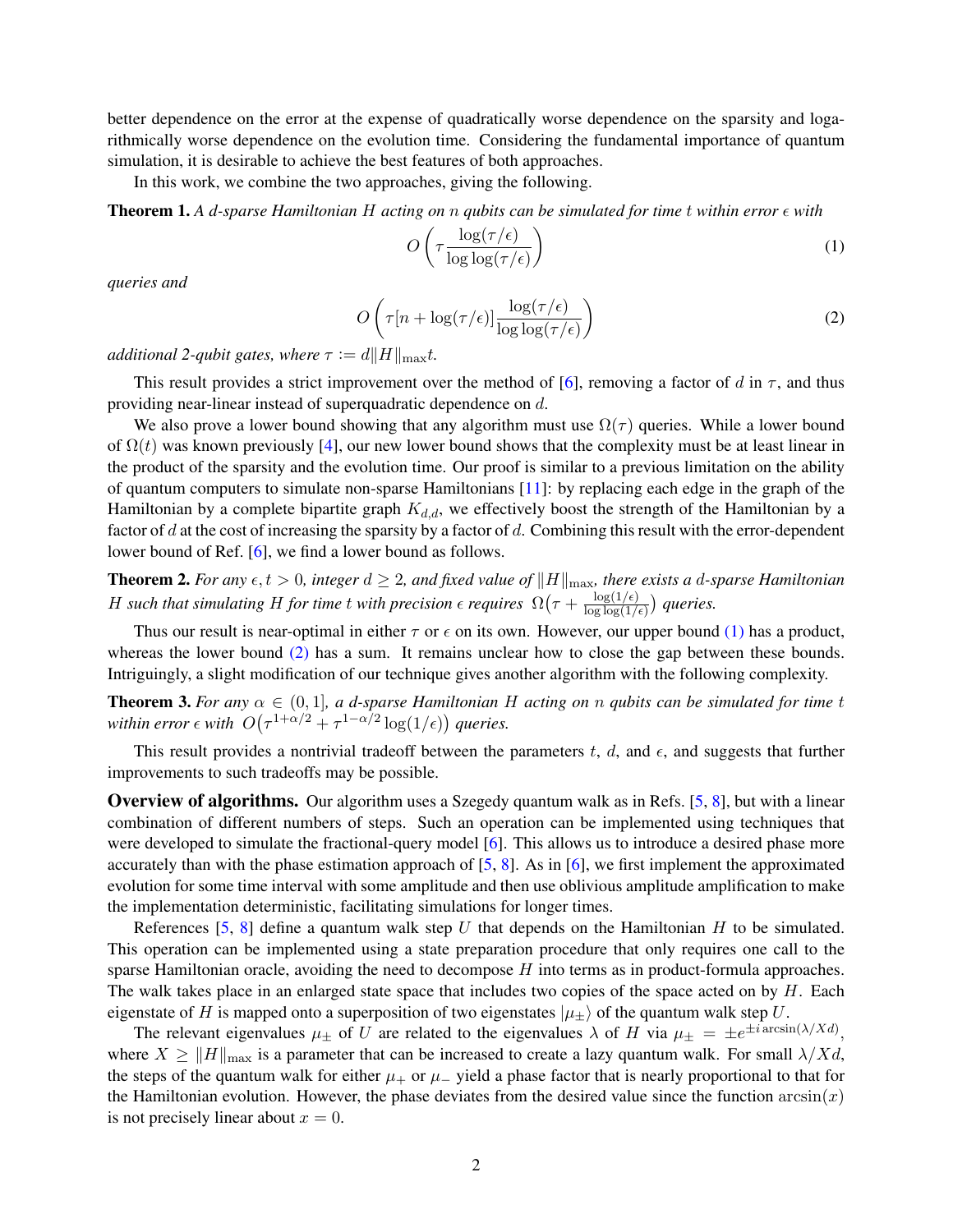better dependence on the error at the expense of quadratically worse dependence on the sparsity and logarithmically worse dependence on the evolution time. Considering the fundamental importance of quantum simulation, it is desirable to achieve the best features of both approaches.

In this work, we combine the two approaches, giving the following.

**Theorem 1.** *A $d$-sparse Hamiltonian $H$ acting on $n$ qubits can be simulated for time $t$ within error $\epsilon$ with*

$$O\left(\tau \frac{\log(\tau/\epsilon)}{\log\log(\tau/\epsilon)}\right) \tag{1}$$

*queries and*

$$O\left(\tau[n + \log(\tau/\epsilon)]\frac{\log(\tau/\epsilon)}{\log\log(\tau/\epsilon)}\right) \tag{2}$$

*additional 2-qubit gates, where $\tau := d\|H\|_{\max}t$.*

This result provides a strict improvement over the method of [6], removing a factor of $d$ in $\tau$, and thus providing near-linear instead of superquadratic dependence on $d$.

We also prove a lower bound showing that any algorithm must use $\Omega(\tau)$ queries. While a lower bound of $\Omega(t)$ was known previously [4], our new lower bound shows that the complexity must be at least linear in the product of the sparsity and the evolution time. Our proof is similar to a previous limitation on the ability of quantum computers to simulate non-sparse Hamiltonians [11]: by replacing each edge in the graph of the Hamiltonian by a complete bipartite graph $K_{d,d}$, we effectively boost the strength of the Hamiltonian by a factor of $d$ at the cost of increasing the sparsity by a factor of $d$. Combining this result with the error-dependent lower bound of Ref. [6], we find a lower bound as follows.

**Theorem 2.** *For any $\epsilon, t > 0$, integer $d \geq 2$, and fixed value of $\|H\|_{\max}$, there exists a $d$-sparse Hamiltonian $H$ such that simulating $H$ for time $t$ with precision $\epsilon$ requires $\Omega\big(\tau + \frac{\log(1/\epsilon)}{\log\log(1/\epsilon)}\big)$ queries.*

Thus our result is near-optimal in either $\tau$ or $\epsilon$ on its own. However, our upper bound (1) has a product, whereas the lower bound (2) has a sum. It remains unclear how to close the gap between these bounds. Intriguingly, a slight modification of our technique gives another algorithm with the following complexity.

**Theorem 3.** *For any $\alpha \in (0, 1]$, a $d$-sparse Hamiltonian $H$ acting on $n$ qubits can be simulated for time $t$ within error $\epsilon$ with $O\big(\tau^{1+\alpha/2} + \tau^{1-\alpha/2}\log(1/\epsilon)\big)$ queries.*

This result provides a nontrivial tradeoff between the parameters $t$, $d$, and $\epsilon$, and suggests that further improvements to such tradeoffs may be possible.

**Overview of algorithms.** Our algorithm uses a Szegedy quantum walk as in Refs. [5, 8], but with a linear combination of different numbers of steps. Such an operation can be implemented using techniques that were developed to simulate the fractional-query model [6]. This allows us to introduce a desired phase more accurately than with the phase estimation approach of [5, 8]. As in [6], we first implement the approximated evolution for some time interval with some amplitude and then use oblivious amplitude amplification to make the implementation deterministic, facilitating simulations for longer times.

References [5, 8] define a quantum walk step $U$ that depends on the Hamiltonian $H$ to be simulated. This operation can be implemented using a state preparation procedure that only requires one call to the sparse Hamiltonian oracle, avoiding the need to decompose $H$ into terms as in product-formula approaches. The walk takes place in an enlarged state space that includes two copies of the space acted on by $H$. Each eigenstate of $H$ is mapped onto a superposition of two eigenstates $|\mu_\pm\rangle$ of the quantum walk step $U$.

The relevant eigenvalues $\mu_\pm$ of $U$ are related to the eigenvalues $\lambda$ of $H$ via $\mu_\pm = \pm e^{\pm i \arcsin(\lambda/Xd)}$, where $X \geq \|H\|_{\max}$ is a parameter that can be increased to create a lazy quantum walk. For small $\lambda/Xd$, the steps of the quantum walk for either $\mu_+$ or $\mu_-$ yield a phase factor that is nearly proportional to that for the Hamiltonian evolution. However, the phase deviates from the desired value since the function $\arcsin(x)$ is not precisely linear about $x = 0$.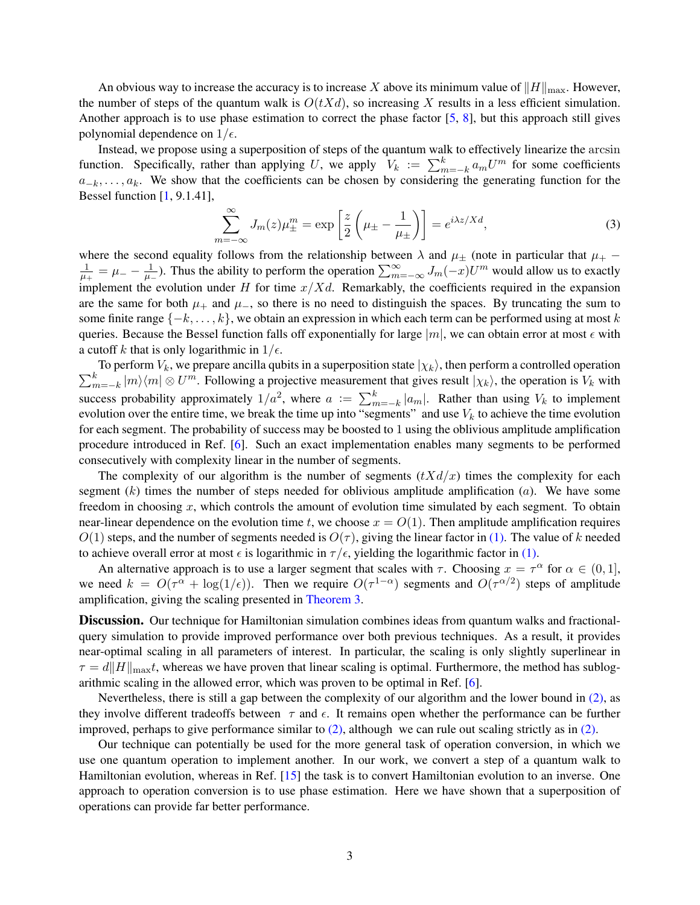An obvious way to increase the accuracy is to increase $X$ above its minimum value of $\|H\|_{\max}$. However, the number of steps of the quantum walk is $O(tXd)$, so increasing $X$ results in a less efficient simulation. Another approach is to use phase estimation to correct the phase factor [5, 8], but this approach still gives polynomial dependence on $1/\epsilon$.

Instead, we propose using a superposition of steps of the quantum walk to effectively linearize the $\arcsin$ function. Specifically, rather than applying $U$, we apply $V_k := \sum_{m=-k}^{k} a_m U^m$ for some coefficients $a_{-k}, \ldots, a_k$. We show that the coefficients can be chosen by considering the generating function for the Bessel function [1, 9.1.41],

$$\sum_{m=-\infty}^{\infty} J_m(z)\mu_\pm^m = \exp\left[\frac{z}{2}\left(\mu_\pm - \frac{1}{\mu_\pm}\right)\right] = e^{i\lambda z/Xd}, \tag{3}$$

where the second equality follows from the relationship between $\lambda$ and $\mu_\pm$ (note in particular that $\mu_+ - \frac{1}{\mu_+} = \mu_- - \frac{1}{\mu_-}$). Thus the ability to perform the operation $\sum_{m=-\infty}^{\infty} J_m(-x)U^m$ would allow us to exactly implement the evolution under $H$ for time $x/Xd$. Remarkably, the coefficients required in the expansion are the same for both $\mu_+$ and $\mu_-$, so there is no need to distinguish the spaces. By truncating the sum to some finite range $\{-k, \ldots, k\}$, we obtain an expression in which each term can be performed using at most $k$ queries. Because the Bessel function falls off exponentially for large $|m|$, we can obtain error at most $\epsilon$ with a cutoff $k$ that is only logarithmic in $1/\epsilon$.

To perform $V_k$, we prepare ancilla qubits in a superposition state $|\chi_k\rangle$, then perform a controlled operation $\sum_{m=-k}^{k} |m\rangle\langle m| \otimes U^m$. Following a projective measurement that gives result $|\chi_k\rangle$, the operation is $V_k$ with success probability approximately $1/a^2$, where $a := \sum_{m=-k}^{k} |a_m|$. Rather than using $V_k$ to implement evolution over the entire time, we break the time up into "segments" and use $V_k$ to achieve the time evolution for each segment. The probability of success may be boosted to 1 using the oblivious amplitude amplification procedure introduced in Ref. [6]. Such an exact implementation enables many segments to be performed consecutively with complexity linear in the number of segments.

The complexity of our algorithm is the number of segments ($tXd/x$) times the complexity for each segment ($k$) times the number of steps needed for oblivious amplitude amplification ($a$). We have some freedom in choosing $x$, which controls the amount of evolution time simulated by each segment. To obtain near-linear dependence on the evolution time $t$, we choose $x = O(1)$. Then amplitude amplification requires $O(1)$ steps, and the number of segments needed is $O(\tau)$, giving the linear factor in (1). The value of $k$ needed to achieve overall error at most $\epsilon$ is logarithmic in $\tau/\epsilon$, yielding the logarithmic factor in (1).

An alternative approach is to use a larger segment that scales with $\tau$. Choosing $x = \tau^\alpha$ for $\alpha \in (0, 1]$, we need $k = O(\tau^\alpha + \log(1/\epsilon))$. Then we require $O(\tau^{1-\alpha})$ segments and $O(\tau^{\alpha/2})$ steps of amplitude amplification, giving the scaling presented in Theorem 3.

**Discussion.** Our technique for Hamiltonian simulation combines ideas from quantum walks and fractional-query simulation to provide improved performance over both previous techniques. As a result, it provides near-optimal scaling in all parameters of interest. In particular, the scaling is only slightly superlinear in $\tau = d\|H\|_{\max}t$, whereas we have proven that linear scaling is optimal. Furthermore, the method has sublogarithmic scaling in the allowed error, which was proven to be optimal in Ref. [6].

Nevertheless, there is still a gap between the complexity of our algorithm and the lower bound in (2), as they involve different tradeoffs between $\tau$ and $\epsilon$. It remains open whether the performance can be further improved, perhaps to give performance similar to (2), although we can rule out scaling strictly as in (2).

Our technique can potentially be used for the more general task of operation conversion, in which we use one quantum operation to implement another. In our work, we convert a step of a quantum walk to Hamiltonian evolution, whereas in Ref. [15] the task is to convert Hamiltonian evolution to an inverse. One approach to operation conversion is to use phase estimation. Here we have shown that a superposition of operations can provide far better performance.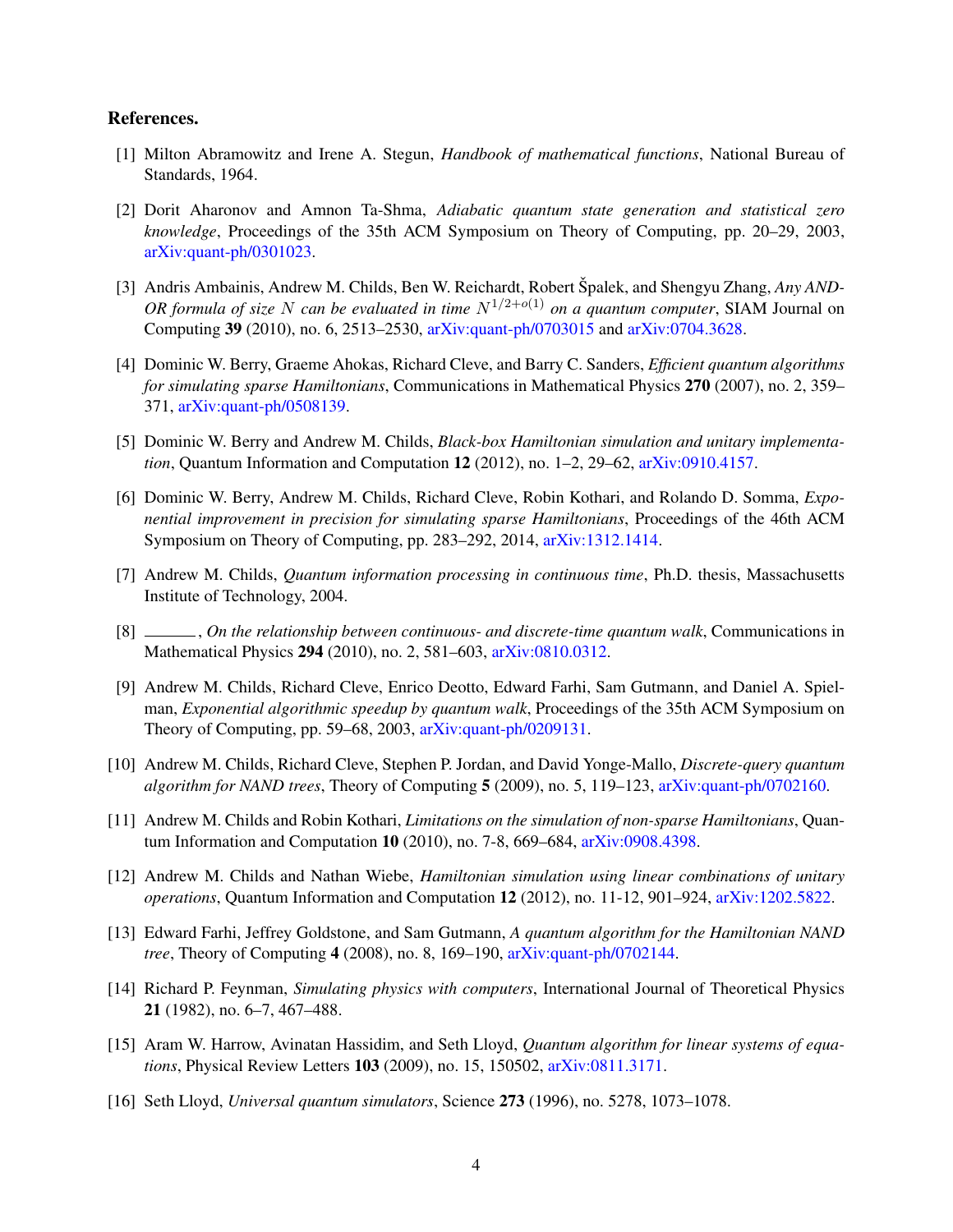**References.**

[1] Milton Abramowitz and Irene A. Stegun, *Handbook of mathematical functions*, National Bureau of Standards, 1964.

[2] Dorit Aharonov and Amnon Ta-Shma, *Adiabatic quantum state generation and statistical zero knowledge*, Proceedings of the 35th ACM Symposium on Theory of Computing, pp. 20–29, 2003, arXiv:quant-ph/0301023.

[3] Andris Ambainis, Andrew M. Childs, Ben W. Reichardt, Robert Špalek, and Shengyu Zhang, *Any AND-OR formula of size $N$ can be evaluated in time $N^{1/2+o(1)}$ on a quantum computer*, SIAM Journal on Computing **39** (2010), no. 6, 2513–2530, arXiv:quant-ph/0703015 and arXiv:0704.3628.

[4] Dominic W. Berry, Graeme Ahokas, Richard Cleve, and Barry C. Sanders, *Efficient quantum algorithms for simulating sparse Hamiltonians*, Communications in Mathematical Physics **270** (2007), no. 2, 359–371, arXiv:quant-ph/0508139.

[5] Dominic W. Berry and Andrew M. Childs, *Black-box Hamiltonian simulation and unitary implementation*, Quantum Information and Computation **12** (2012), no. 1–2, 29–62, arXiv:0910.4157.

[6] Dominic W. Berry, Andrew M. Childs, Richard Cleve, Robin Kothari, and Rolando D. Somma, *Exponential improvement in precision for simulating sparse Hamiltonians*, Proceedings of the 46th ACM Symposium on Theory of Computing, pp. 283–292, 2014, arXiv:1312.1414.

[7] Andrew M. Childs, *Quantum information processing in continuous time*, Ph.D. thesis, Massachusetts Institute of Technology, 2004.

[8] ———, *On the relationship between continuous- and discrete-time quantum walk*, Communications in Mathematical Physics **294** (2010), no. 2, 581–603, arXiv:0810.0312.

[9] Andrew M. Childs, Richard Cleve, Enrico Deotto, Edward Farhi, Sam Gutmann, and Daniel A. Spielman, *Exponential algorithmic speedup by quantum walk*, Proceedings of the 35th ACM Symposium on Theory of Computing, pp. 59–68, 2003, arXiv:quant-ph/0209131.

[10] Andrew M. Childs, Richard Cleve, Stephen P. Jordan, and David Yonge-Mallo, *Discrete-query quantum algorithm for NAND trees*, Theory of Computing **5** (2009), no. 5, 119–123, arXiv:quant-ph/0702160.

[11] Andrew M. Childs and Robin Kothari, *Limitations on the simulation of non-sparse Hamiltonians*, Quantum Information and Computation **10** (2010), no. 7-8, 669–684, arXiv:0908.4398.

[12] Andrew M. Childs and Nathan Wiebe, *Hamiltonian simulation using linear combinations of unitary operations*, Quantum Information and Computation **12** (2012), no. 11-12, 901–924, arXiv:1202.5822.

[13] Edward Farhi, Jeffrey Goldstone, and Sam Gutmann, *A quantum algorithm for the Hamiltonian NAND tree*, Theory of Computing **4** (2008), no. 8, 169–190, arXiv:quant-ph/0702144.

[14] Richard P. Feynman, *Simulating physics with computers*, International Journal of Theoretical Physics **21** (1982), no. 6–7, 467–488.

[15] Aram W. Harrow, Avinatan Hassidim, and Seth Lloyd, *Quantum algorithm for linear systems of equations*, Physical Review Letters **103** (2009), no. 15, 150502, arXiv:0811.3171.

[16] Seth Lloyd, *Universal quantum simulators*, Science **273** (1996), no. 5278, 1073–1078.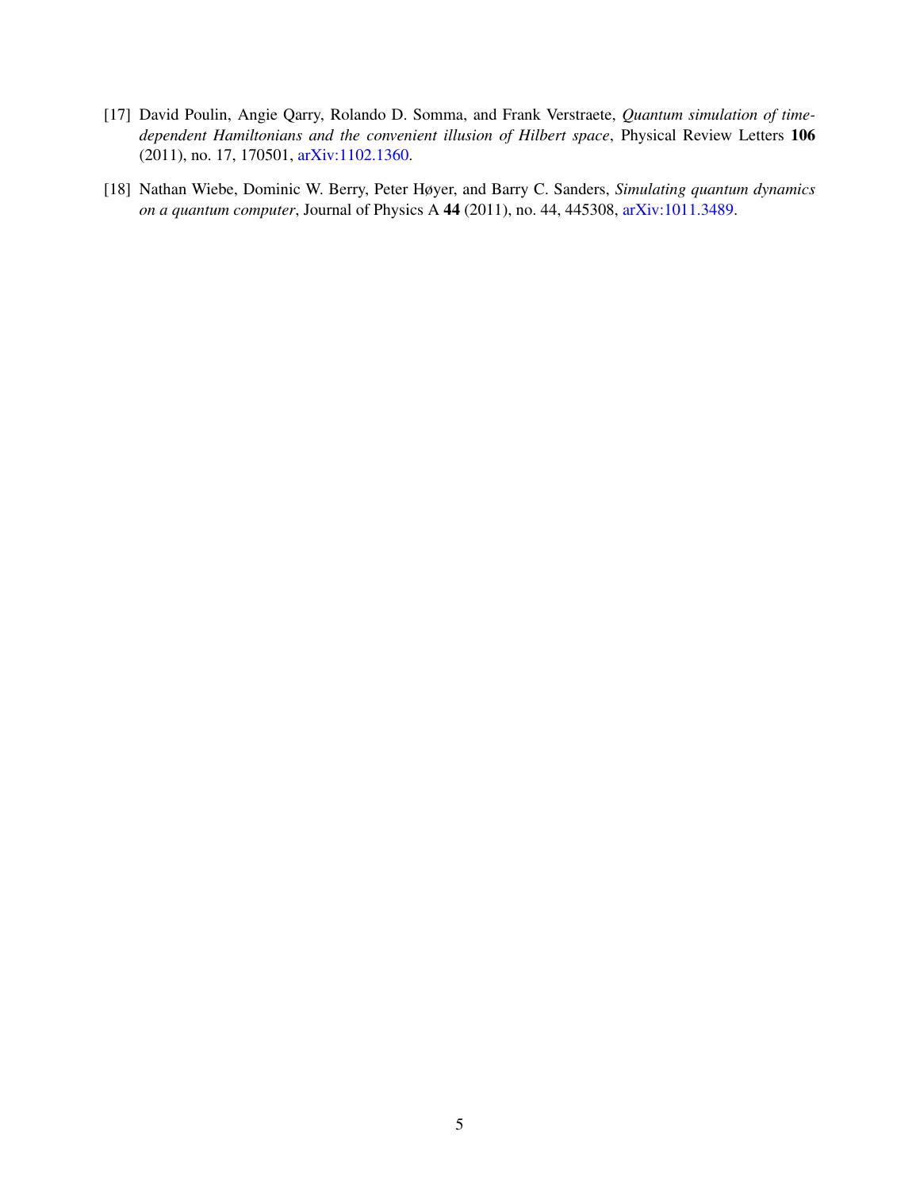[17] David Poulin, Angie Qarry, Rolando D. Somma, and Frank Verstraete, *Quantum simulation of time-dependent Hamiltonians and the convenient illusion of Hilbert space*, Physical Review Letters **106** (2011), no. 17, 170501, arXiv:1102.1360.

[18] Nathan Wiebe, Dominic W. Berry, Peter Høyer, and Barry C. Sanders, *Simulating quantum dynamics on a quantum computer*, Journal of Physics A **44** (2011), no. 44, 445308, arXiv:1011.3489.